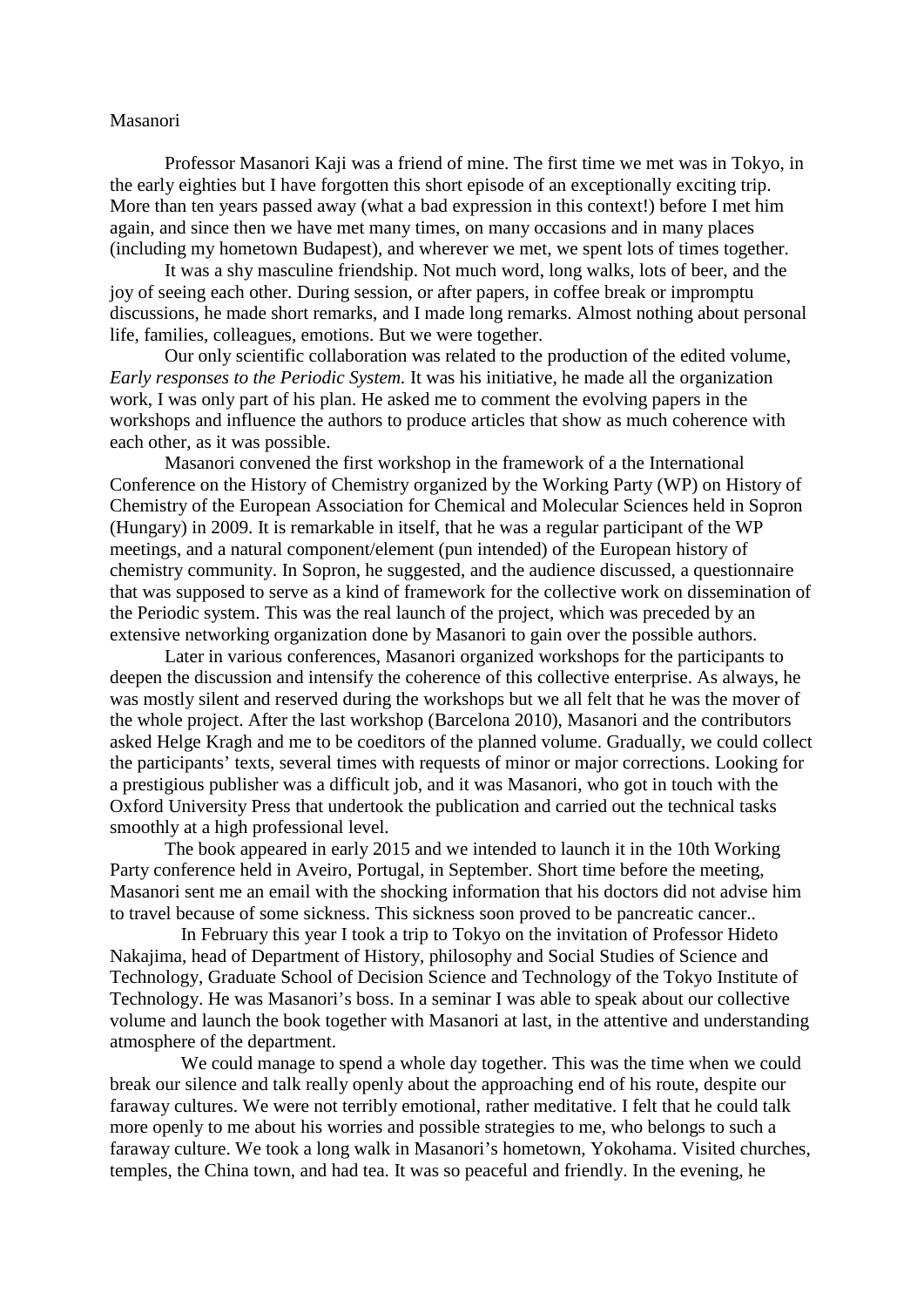Masanori

Professor Masanori Kaji was a friend of mine. The first time we met was in Tokyo, in the early eighties but I have forgotten this short episode of an exceptionally exciting trip. More than ten years passed away (what a bad expression in this context!) before I met him again, and since then we have met many times, on many occasions and in many places (including my hometown Budapest), and wherever we met, we spent lots of times together.

It was a shy masculine friendship. Not much word, long walks, lots of beer, and the joy of seeing each other. During session, or after papers, in coffee break or impromptu discussions, he made short remarks, and I made long remarks. Almost nothing about personal life, families, colleagues, emotions. But we were together.

Our only scientific collaboration was related to the production of the edited volume, *Early responses to the Periodic System.* It was his initiative, he made all the organization work, I was only part of his plan. He asked me to comment the evolving papers in the workshops and influence the authors to produce articles that show as much coherence with each other, as it was possible.

Masanori convened the first workshop in the framework of a the International Conference on the History of Chemistry organized by the Working Party (WP) on History of Chemistry of the European Association for Chemical and Molecular Sciences held in Sopron (Hungary) in 2009. It is remarkable in itself, that he was a regular participant of the WP meetings, and a natural component/element (pun intended) of the European history of chemistry community. In Sopron, he suggested, and the audience discussed, a questionnaire that was supposed to serve as a kind of framework for the collective work on dissemination of the Periodic system. This was the real launch of the project, which was preceded by an extensive networking organization done by Masanori to gain over the possible authors.

Later in various conferences, Masanori organized workshops for the participants to deepen the discussion and intensify the coherence of this collective enterprise. As always, he was mostly silent and reserved during the workshops but we all felt that he was the mover of the whole project. After the last workshop (Barcelona 2010), Masanori and the contributors asked Helge Kragh and me to be coeditors of the planned volume. Gradually, we could collect the participants' texts, several times with requests of minor or major corrections. Looking for a prestigious publisher was a difficult job, and it was Masanori, who got in touch with the Oxford University Press that undertook the publication and carried out the technical tasks smoothly at a high professional level.

The book appeared in early 2015 and we intended to launch it in the 10th Working Party conference held in Aveiro, Portugal, in September. Short time before the meeting, Masanori sent me an email with the shocking information that his doctors did not advise him to travel because of some sickness. This sickness soon proved to be pancreatic cancer..

In February this year I took a trip to Tokyo on the invitation of Professor Hideto Nakajima, head of Department of History, philosophy and Social Studies of Science and Technology, Graduate School of Decision Science and Technology of the Tokyo Institute of Technology. He was Masanori's boss. In a seminar I was able to speak about our collective volume and launch the book together with Masanori at last, in the attentive and understanding atmosphere of the department.

We could manage to spend a whole day together. This was the time when we could break our silence and talk really openly about the approaching end of his route, despite our faraway cultures. We were not terribly emotional, rather meditative. I felt that he could talk more openly to me about his worries and possible strategies to me, who belongs to such a faraway culture. We took a long walk in Masanori's hometown, Yokohama. Visited churches, temples, the China town, and had tea. It was so peaceful and friendly. In the evening, he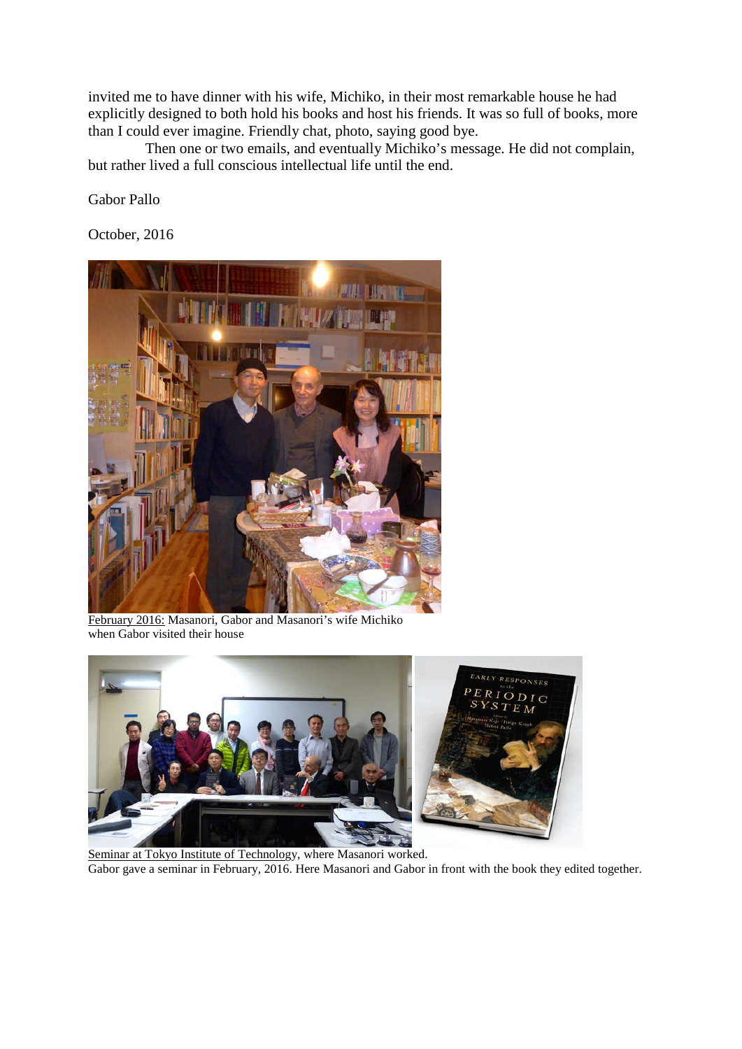invited me to have dinner with his wife, Michiko, in their most remarkable house he had explicitly designed to both hold his books and host his friends. It was so full of books, more than I could ever imagine. Friendly chat, photo, saying good bye.

Then one or two emails, and eventually Michiko's message. He did not complain, but rather lived a full conscious intellectual life until the end.

Gabor Pallo

October, 2016

February 2016: Masanori, Gabor and Masanori's wife Michiko when Gabor visited their house

Seminar at Tokyo Institute of Technology, where Masanori worked.
Gabor gave a seminar in February, 2016. Here Masanori and Gabor in front with the book they edited together.